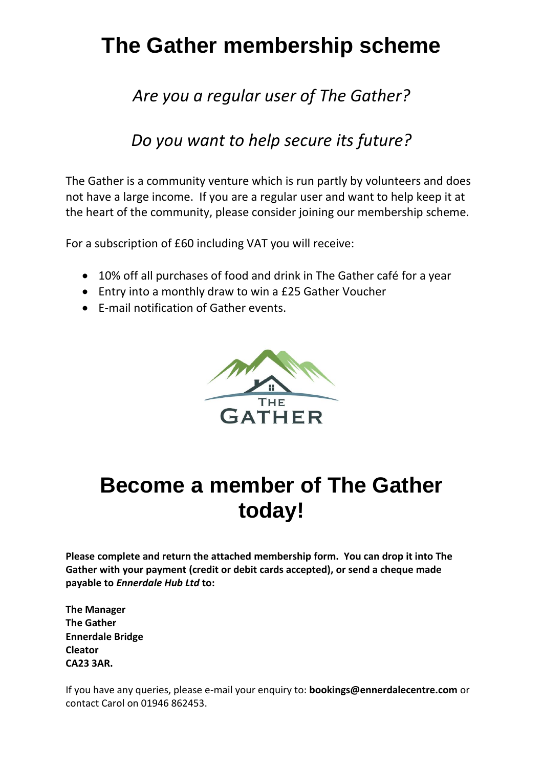# The Gather membership scheme

*Are you a regular user of The Gather?*

*Do you want to help secure its future?*

The Gather is a community venture which is run partly by volunteers and does not have a large income. If you are a regular user and want to help keep it at the heart of the community, please consider joining our membership scheme.

For a subscription of £60 including VAT you will receive:

- 10% off all purchases of food and drink in The Gather café for a year
- Entry into a monthly draw to win a £25 Gather Voucher
- E-mail notification of Gather events.

THE GATHER

# Become a member of The Gather today!

**Please complete and return the attached membership form. You can drop it into The Gather with your payment (credit or debit cards accepted), or send a cheque made payable to *Ennerdale Hub Ltd* to:**

**The Manager**
**The Gather**
**Ennerdale Bridge**
**Cleator**
**CA23 3AR.**

If you have any queries, please e-mail your enquiry to: **bookings@ennerdalecentre.com** or contact Carol on 01946 862453.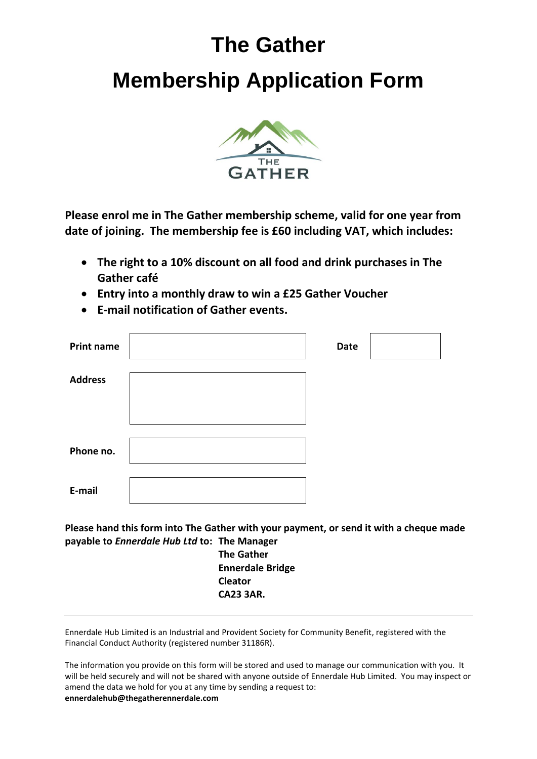# The Gather

# Membership Application Form

**Please enrol me in The Gather membership scheme, valid for one year from date of joining. The membership fee is £60 including VAT, which includes:**

- **The right to a 10% discount on all food and drink purchases in The Gather café**
- **Entry into a monthly draw to win a £25 Gather Voucher**
- **E-mail notification of Gather events.**

| | | | |
|---|---|---|---|
| **Print name** | | **Date** | |
| **Address** | | | |
| **Phone no.** | | | |
| **E-mail** | | | |

**Please hand this form into The Gather with your payment, or send it with a cheque made payable to *Ennerdale Hub Ltd* to: The Manager**
**The Gather**
**Ennerdale Bridge**
**Cleator**
**CA23 3AR.**

---

Ennerdale Hub Limited is an Industrial and Provident Society for Community Benefit, registered with the Financial Conduct Authority (registered number 31186R).

The information you provide on this form will be stored and used to manage our communication with you. It will be held securely and will not be shared with anyone outside of Ennerdale Hub Limited. You may inspect or amend the data we hold for you at any time by sending a request to:
**ennerdalehub@thegatherennerdale.com**